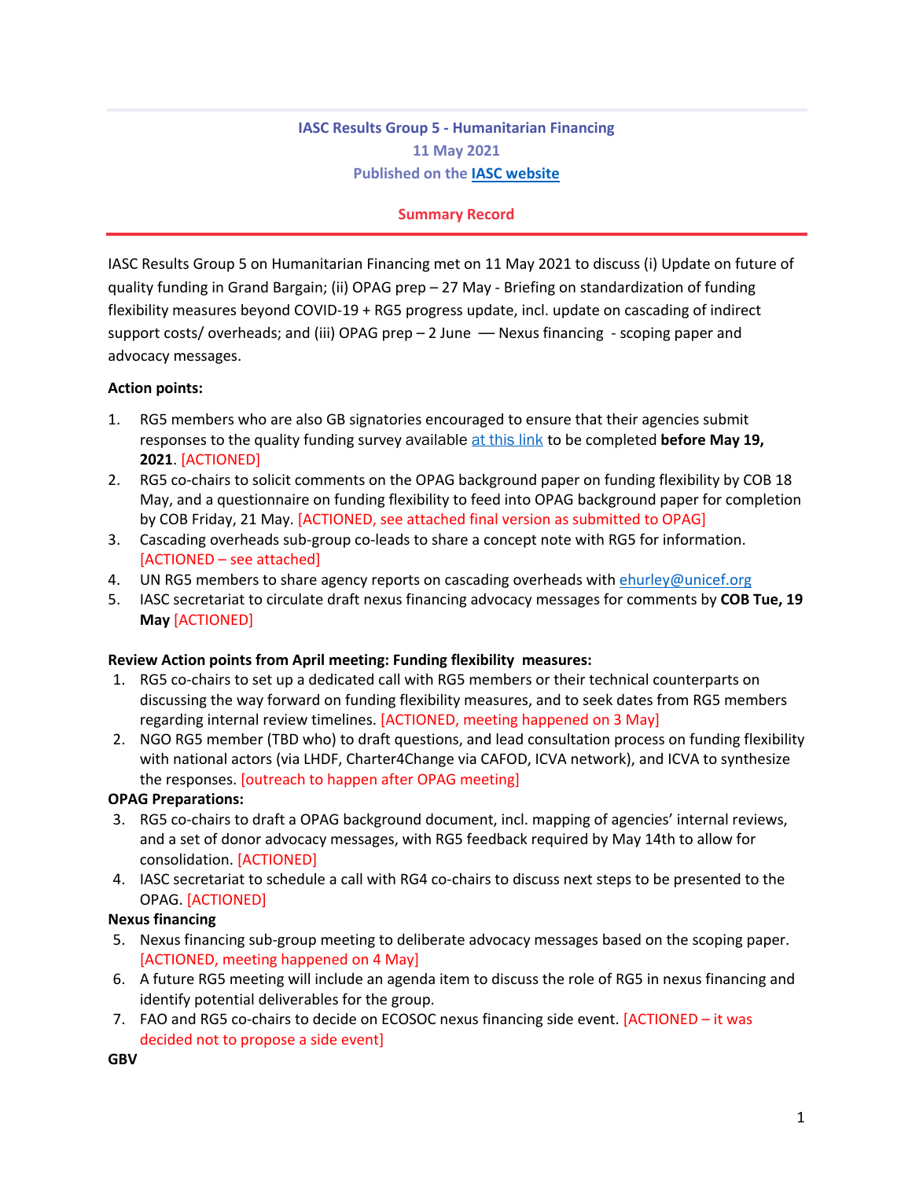**IASC Results Group 5 - Humanitarian Financing**

**11 May 2021**

**Published on the [IASC website]()**

**Summary Record**

IASC Results Group 5 on Humanitarian Financing met on 11 May 2021 to discuss (i) Update on future of quality funding in Grand Bargain; (ii) OPAG prep – 27 May - Briefing on standardization of funding flexibility measures beyond COVID-19 + RG5 progress update, incl. update on cascading of indirect support costs/ overheads; and (iii) OPAG prep – 2 June — Nexus financing - scoping paper and advocacy messages.

**Action points:**

1. RG5 members who are also GB signatories encouraged to ensure that their agencies submit responses to the quality funding survey available at this link to be completed **before May 19, 2021**. [ACTIONED]
2. RG5 co-chairs to solicit comments on the OPAG background paper on funding flexibility by COB 18 May, and a questionnaire on funding flexibility to feed into OPAG background paper for completion by COB Friday, 21 May. [ACTIONED, see attached final version as submitted to OPAG]
3. Cascading overheads sub-group co-leads to share a concept note with RG5 for information. [ACTIONED – see attached]
4. UN RG5 members to share agency reports on cascading overheads with ehurley@unicef.org
5. IASC secretariat to circulate draft nexus financing advocacy messages for comments by **COB Tue, 19 May** [ACTIONED]

**Review Action points from April meeting: Funding flexibility measures:**

1. RG5 co-chairs to set up a dedicated call with RG5 members or their technical counterparts on discussing the way forward on funding flexibility measures, and to seek dates from RG5 members regarding internal review timelines. [ACTIONED, meeting happened on 3 May]
2. NGO RG5 member (TBD who) to draft questions, and lead consultation process on funding flexibility with national actors (via LHDF, Charter4Change via CAFOD, ICVA network), and ICVA to synthesize the responses. [outreach to happen after OPAG meeting]

**OPAG Preparations:**

3. RG5 co-chairs to draft a OPAG background document, incl. mapping of agencies' internal reviews, and a set of donor advocacy messages, with RG5 feedback required by May 14th to allow for consolidation. [ACTIONED]
4. IASC secretariat to schedule a call with RG4 co-chairs to discuss next steps to be presented to the OPAG. [ACTIONED]

**Nexus financing**

5. Nexus financing sub-group meeting to deliberate advocacy messages based on the scoping paper. [ACTIONED, meeting happened on 4 May]
6. A future RG5 meeting will include an agenda item to discuss the role of RG5 in nexus financing and identify potential deliverables for the group.
7. FAO and RG5 co-chairs to decide on ECOSOC nexus financing side event. [ACTIONED – it was decided not to propose a side event]

**GBV**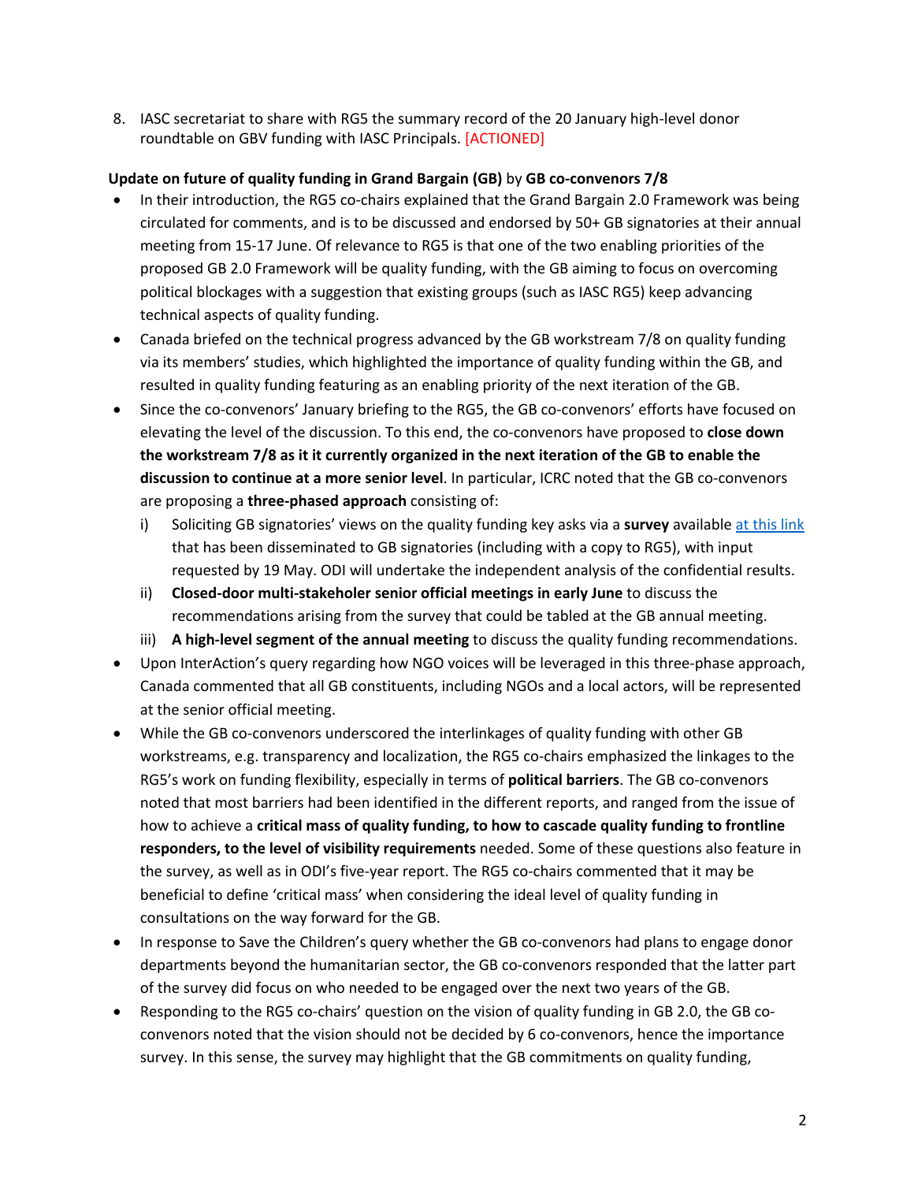8. IASC secretariat to share with RG5 the summary record of the 20 January high-level donor roundtable on GBV funding with IASC Principals. [ACTIONED]

**Update on future of quality funding in Grand Bargain (GB)** by **GB co-convenors 7/8**

- In their introduction, the RG5 co-chairs explained that the Grand Bargain 2.0 Framework was being circulated for comments, and is to be discussed and endorsed by 50+ GB signatories at their annual meeting from 15-17 June. Of relevance to RG5 is that one of the two enabling priorities of the proposed GB 2.0 Framework will be quality funding, with the GB aiming to focus on overcoming political blockages with a suggestion that existing groups (such as IASC RG5) keep advancing technical aspects of quality funding.
- Canada briefed on the technical progress advanced by the GB workstream 7/8 on quality funding via its members' studies, which highlighted the importance of quality funding within the GB, and resulted in quality funding featuring as an enabling priority of the next iteration of the GB.
- Since the co-convenors' January briefing to the RG5, the GB co-convenors' efforts have focused on elevating the level of the discussion. To this end, the co-convenors have proposed to **close down the workstream 7/8 as it it currently organized in the next iteration of the GB to enable the discussion to continue at a more senior level**. In particular, ICRC noted that the GB co-convenors are proposing a **three-phased approach** consisting of:
    i) Soliciting GB signatories' views on the quality funding key asks via a **survey** available [at this link]() that has been disseminated to GB signatories (including with a copy to RG5), with input requested by 19 May. ODI will undertake the independent analysis of the confidential results.
    ii) **Closed-door multi-stakeholer senior official meetings in early June** to discuss the recommendations arising from the survey that could be tabled at the GB annual meeting.
    iii) **A high-level segment of the annual meeting** to discuss the quality funding recommendations.
- Upon InterAction's query regarding how NGO voices will be leveraged in this three-phase approach, Canada commented that all GB constituents, including NGOs and a local actors, will be represented at the senior official meeting.
- While the GB co-convenors underscored the interlinkages of quality funding with other GB workstreams, e.g. transparency and localization, the RG5 co-chairs emphasized the linkages to the RG5's work on funding flexibility, especially in terms of **political barriers**. The GB co-convenors noted that most barriers had been identified in the different reports, and ranged from the issue of how to achieve a **critical mass of quality funding, to how to cascade quality funding to frontline responders, to the level of visibility requirements** needed. Some of these questions also feature in the survey, as well as in ODI's five-year report. The RG5 co-chairs commented that it may be beneficial to define 'critical mass' when considering the ideal level of quality funding in consultations on the way forward for the GB.
- In response to Save the Children's query whether the GB co-convenors had plans to engage donor departments beyond the humanitarian sector, the GB co-convenors responded that the latter part of the survey did focus on who needed to be engaged over the next two years of the GB.
- Responding to the RG5 co-chairs' question on the vision of quality funding in GB 2.0, the GB co-convenors noted that the vision should not be decided by 6 co-convenors, hence the importance survey. In this sense, the survey may highlight that the GB commitments on quality funding,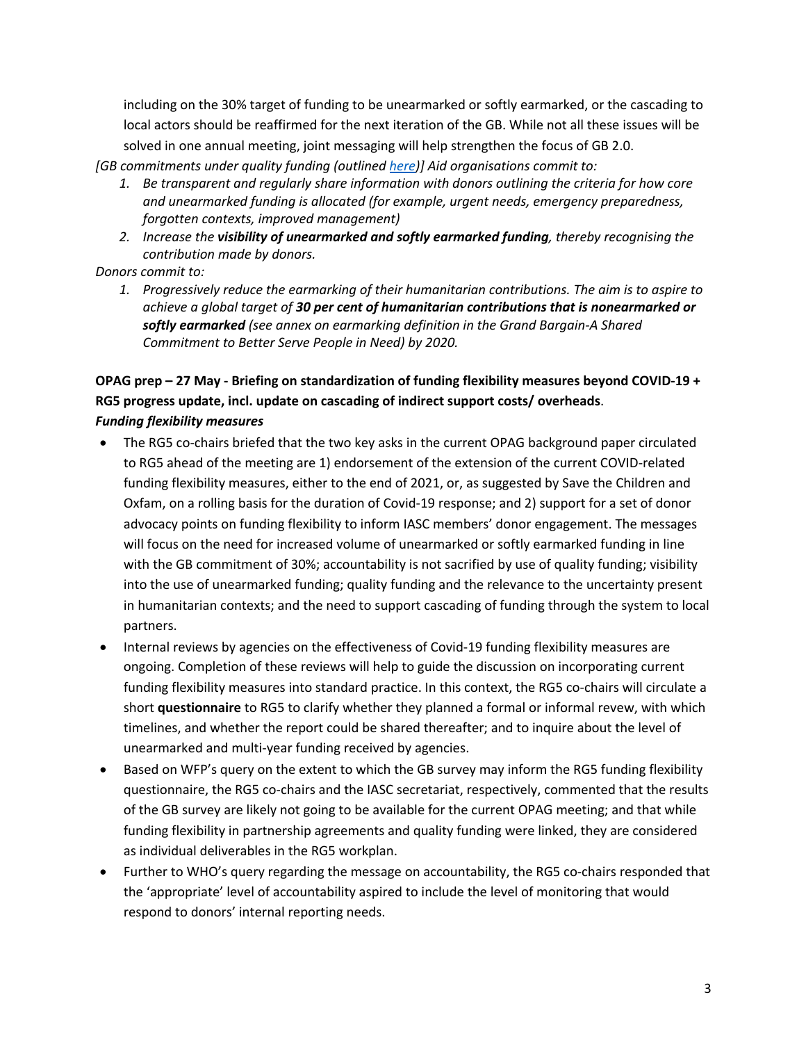including on the 30% target of funding to be unearmarked or softly earmarked, or the cascading to local actors should be reaffirmed for the next iteration of the GB. While not all these issues will be solved in one annual meeting, joint messaging will help strengthen the focus of GB 2.0.

*[GB commitments under quality funding (outlined [here](here))] Aid organisations commit to:*

1. *Be transparent and regularly share information with donors outlining the criteria for how core and unearmarked funding is allocated (for example, urgent needs, emergency preparedness, forgotten contexts, improved management)*
2. *Increase the **visibility of unearmarked and softly earmarked funding**, thereby recognising the contribution made by donors.*

*Donors commit to:*

1. *Progressively reduce the earmarking of their humanitarian contributions. The aim is to aspire to achieve a global target of **30 per cent of humanitarian contributions that is nonearmarked or softly earmarked** (see annex on earmarking definition in the Grand Bargain-A Shared Commitment to Better Serve People in Need) by 2020.*

**OPAG prep – 27 May - Briefing on standardization of funding flexibility measures beyond COVID-19 + RG5 progress update, incl. update on cascading of indirect support costs/ overheads**.

***Funding flexibility measures***

- The RG5 co-chairs briefed that the two key asks in the current OPAG background paper circulated to RG5 ahead of the meeting are 1) endorsement of the extension of the current COVID-related funding flexibility measures, either to the end of 2021, or, as suggested by Save the Children and Oxfam, on a rolling basis for the duration of Covid-19 response; and 2) support for a set of donor advocacy points on funding flexibility to inform IASC members' donor engagement. The messages will focus on the need for increased volume of unearmarked or softly earmarked funding in line with the GB commitment of 30%; accountability is not sacrified by use of quality funding; visibility into the use of unearmarked funding; quality funding and the relevance to the uncertainty present in humanitarian contexts; and the need to support cascading of funding through the system to local partners.
- Internal reviews by agencies on the effectiveness of Covid-19 funding flexibility measures are ongoing. Completion of these reviews will help to guide the discussion on incorporating current funding flexibility measures into standard practice. In this context, the RG5 co-chairs will circulate a short **questionnaire** to RG5 to clarify whether they planned a formal or informal revew, with which timelines, and whether the report could be shared thereafter; and to inquire about the level of unearmarked and multi-year funding received by agencies.
- Based on WFP's query on the extent to which the GB survey may inform the RG5 funding flexibility questionnaire, the RG5 co-chairs and the IASC secretariat, respectively, commented that the results of the GB survey are likely not going to be available for the current OPAG meeting; and that while funding flexibility in partnership agreements and quality funding were linked, they are considered as individual deliverables in the RG5 workplan.
- Further to WHO's query regarding the message on accountability, the RG5 co-chairs responded that the 'appropriate' level of accountability aspired to include the level of monitoring that would respond to donors' internal reporting needs.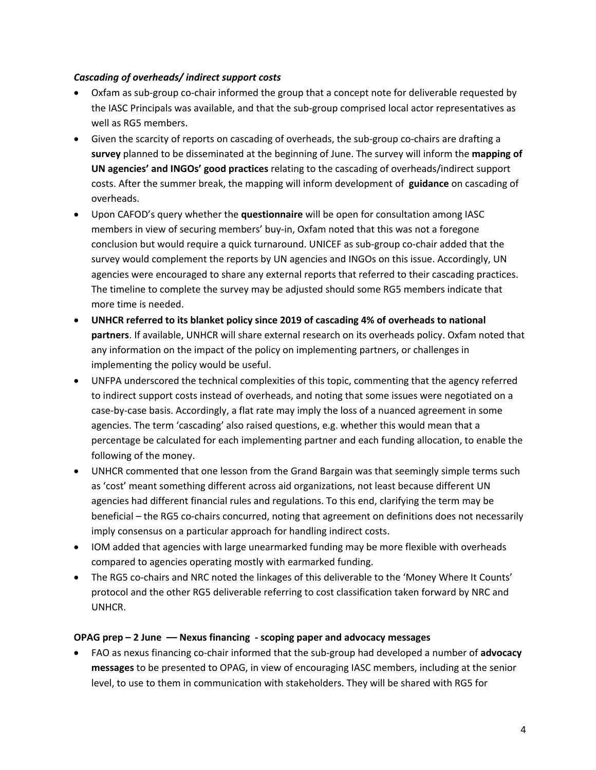***Cascading of overheads/ indirect support costs***

- Oxfam as sub-group co-chair informed the group that a concept note for deliverable requested by the IASC Principals was available, and that the sub-group comprised local actor representatives as well as RG5 members.
- Given the scarcity of reports on cascading of overheads, the sub-group co-chairs are drafting a **survey** planned to be disseminated at the beginning of June. The survey will inform the **mapping of UN agencies' and INGOs' good practices** relating to the cascading of overheads/indirect support costs. After the summer break, the mapping will inform development of **guidance** on cascading of overheads.
- Upon CAFOD's query whether the **questionnaire** will be open for consultation among IASC members in view of securing members' buy-in, Oxfam noted that this was not a foregone conclusion but would require a quick turnaround. UNICEF as sub-group co-chair added that the survey would complement the reports by UN agencies and INGOs on this issue. Accordingly, UN agencies were encouraged to share any external reports that referred to their cascading practices. The timeline to complete the survey may be adjusted should some RG5 members indicate that more time is needed.
- **UNHCR referred to its blanket policy since 2019 of cascading 4% of overheads to national partners**. If available, UNHCR will share external research on its overheads policy. Oxfam noted that any information on the impact of the policy on implementing partners, or challenges in implementing the policy would be useful.
- UNFPA underscored the technical complexities of this topic, commenting that the agency referred to indirect support costs instead of overheads, and noting that some issues were negotiated on a case-by-case basis. Accordingly, a flat rate may imply the loss of a nuanced agreement in some agencies. The term 'cascading' also raised questions, e.g. whether this would mean that a percentage be calculated for each implementing partner and each funding allocation, to enable the following of the money.
- UNHCR commented that one lesson from the Grand Bargain was that seemingly simple terms such as 'cost' meant something different across aid organizations, not least because different UN agencies had different financial rules and regulations. To this end, clarifying the term may be beneficial – the RG5 co-chairs concurred, noting that agreement on definitions does not necessarily imply consensus on a particular approach for handling indirect costs.
- IOM added that agencies with large unearmarked funding may be more flexible with overheads compared to agencies operating mostly with earmarked funding.
- The RG5 co-chairs and NRC noted the linkages of this deliverable to the 'Money Where It Counts' protocol and the other RG5 deliverable referring to cost classification taken forward by NRC and UNHCR.

**OPAG prep – 2 June –– Nexus financing - scoping paper and advocacy messages**

- FAO as nexus financing co-chair informed that the sub-group had developed a number of **advocacy messages** to be presented to OPAG, in view of encouraging IASC members, including at the senior level, to use to them in communication with stakeholders. They will be shared with RG5 for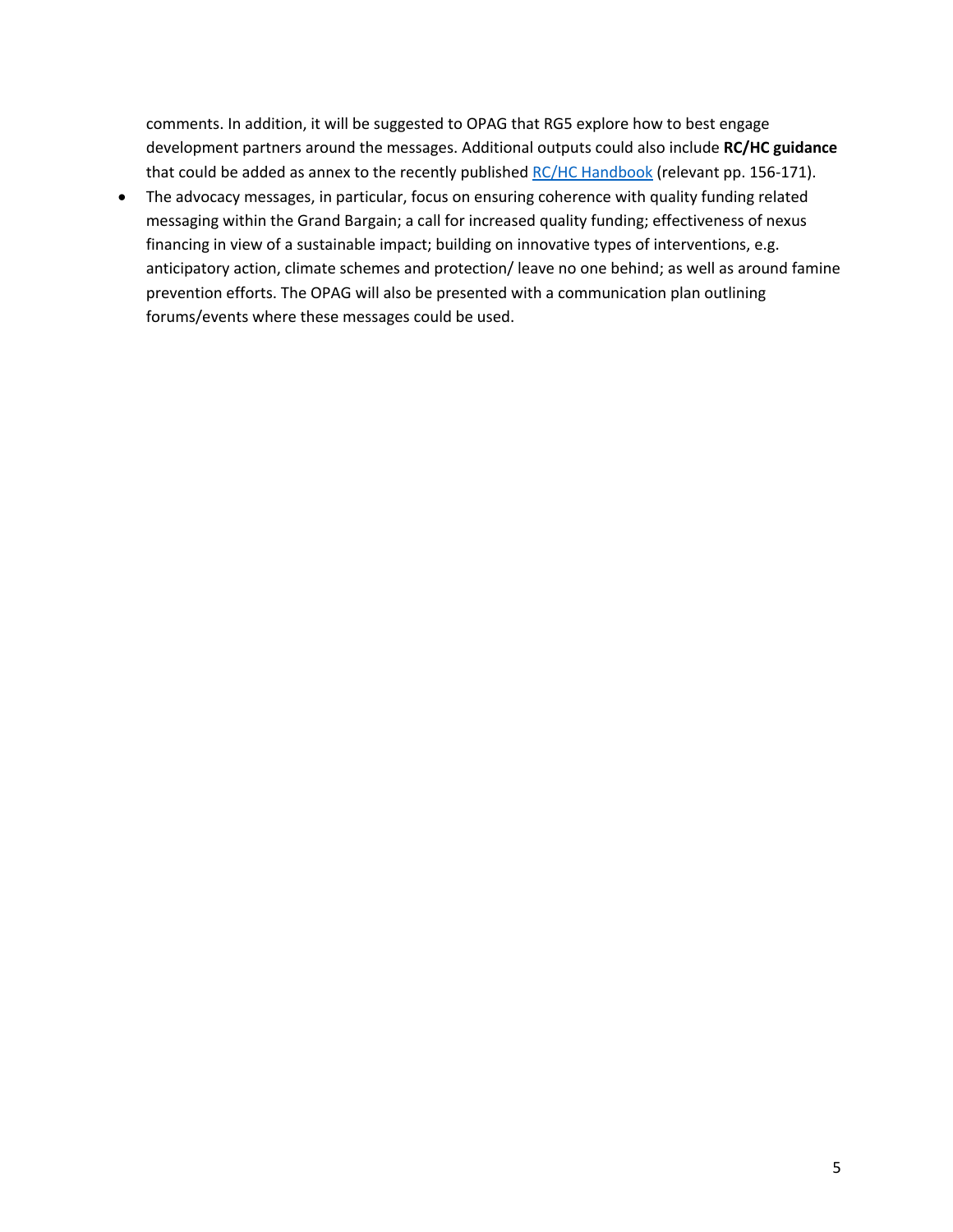comments. In addition, it will be suggested to OPAG that RG5 explore how to best engage development partners around the messages. Additional outputs could also include **RC/HC guidance** that could be added as annex to the recently published RC/HC Handbook (relevant pp. 156-171).

- The advocacy messages, in particular, focus on ensuring coherence with quality funding related messaging within the Grand Bargain; a call for increased quality funding; effectiveness of nexus financing in view of a sustainable impact; building on innovative types of interventions, e.g. anticipatory action, climate schemes and protection/ leave no one behind; as well as around famine prevention efforts. The OPAG will also be presented with a communication plan outlining forums/events where these messages could be used.